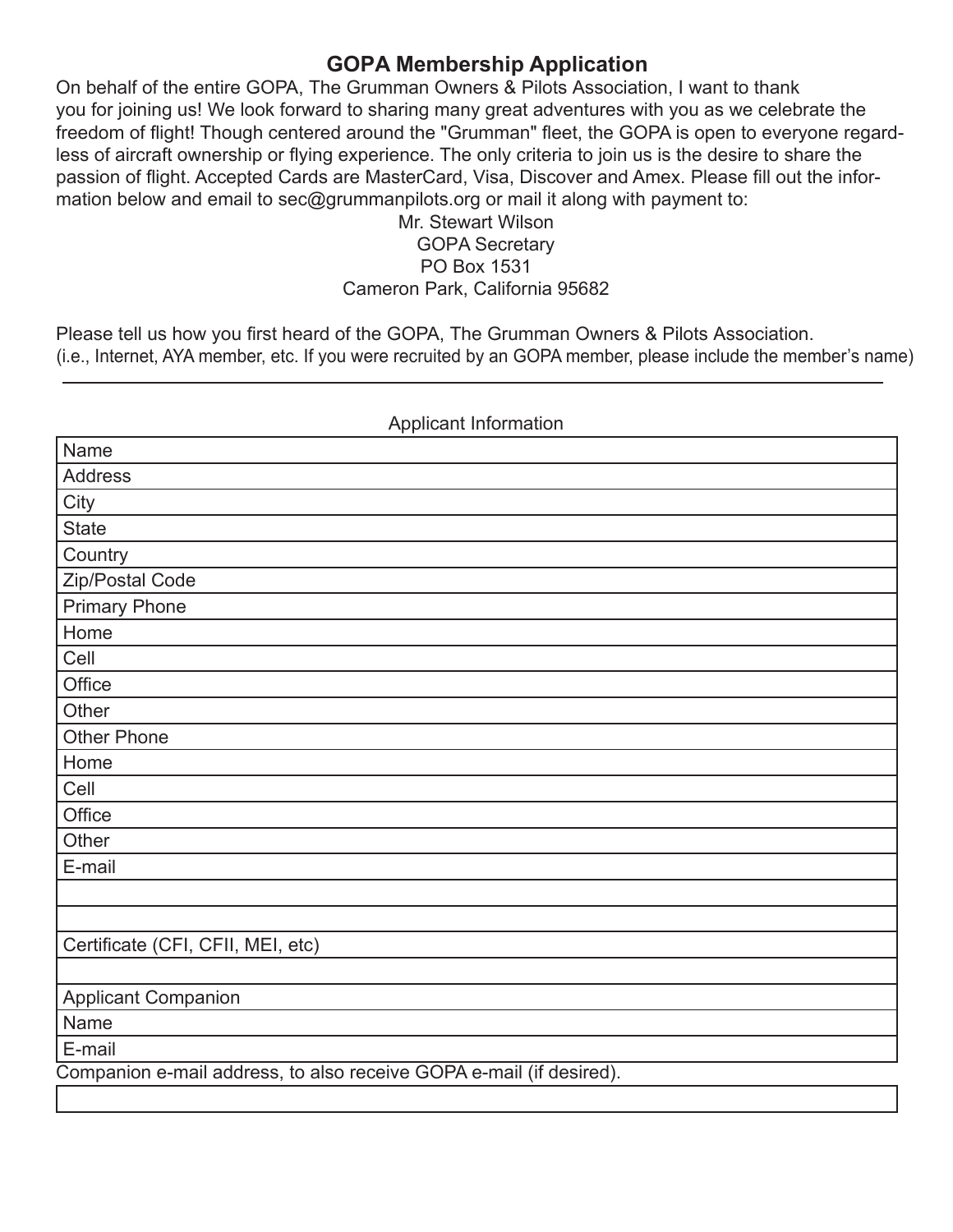# GOPA Membership Application

On behalf of the entire GOPA, The Grumman Owners & Pilots Association, I want to thank you for joining us! We look forward to sharing many great adventures with you as we celebrate the freedom of flight! Though centered around the "Grumman" fleet, the GOPA is open to everyone regardless of aircraft ownership or flying experience. The only criteria to join us is the desire to share the passion of flight. Accepted Cards are MasterCard, Visa, Discover and Amex. Please fill out the information below and email to sec@grummanpilots.org or mail it along with payment to:

Mr. Stewart Wilson
GOPA Secretary
PO Box 1531
Cameron Park, California 95682

Please tell us how you first heard of the GOPA, The Grumman Owners & Pilots Association.
(i.e., Internet, AYA member, etc. If you were recruited by an GOPA member, please include the member's name)

______________________________________________________________________

Applicant Information

| |
|---|
| Name |
| Address |
| City |
| State |
| Country |
| Zip/Postal Code |
| Primary Phone |
| Home |
| Cell |
| Office |
| Other |
| Other Phone |
| Home |
| Cell |
| Office |
| Other |
| E-mail |
| |
| |
| Certificate (CFI, CFII, MEI, etc) |
| |
| Applicant Companion |
| Name |
| E-mail |

Companion e-mail address, to also receive GOPA e-mail (if desired).

| |
|---|
| |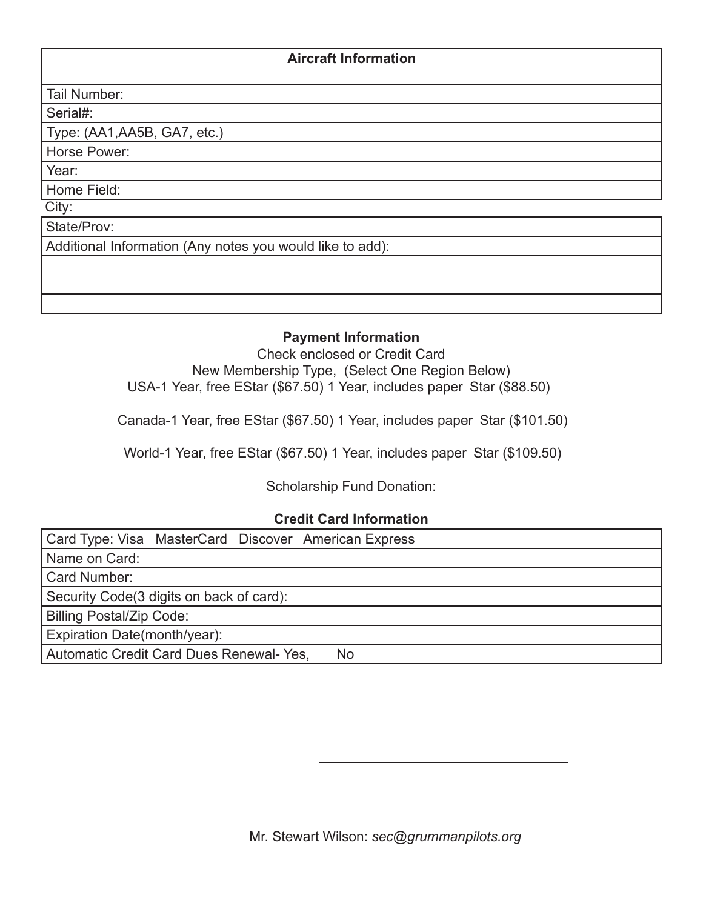| **Aircraft Information** |
|---|
| Tail Number: |
| Serial#: |
| Type: (AA1,AA5B, GA7, etc.) |
| Horse Power: |
| Year: |
| Home Field: |
| City: |
| State/Prov: |
| Additional Information (Any notes you would like to add): |
| |
| |
| |

**Payment Information**

Check enclosed or Credit Card

New Membership Type, (Select One Region Below)

USA-1 Year, free EStar ($67.50) 1 Year, includes paper Star ($88.50)

Canada-1 Year, free EStar ($67.50) 1 Year, includes paper Star ($101.50)

World-1 Year, free EStar ($67.50) 1 Year, includes paper Star ($109.50)

Scholarship Fund Donation:

| **Credit Card Information** |
|---|
| Card Type: Visa MasterCard Discover American Express |
| Name on Card: |
| Card Number: |
| Security Code(3 digits on back of card): |
| Billing Postal/Zip Code: |
| Expiration Date(month/year): |
| Automatic Credit Card Dues Renewal- Yes, No |

\_\_\_\_\_\_\_\_\_\_\_\_\_\_\_\_\_\_\_\_\_\_\_\_\_\_\_\_\_\_\_\_\_\_\_\_

Mr. Stewart Wilson: *sec@grummanpilots.org*